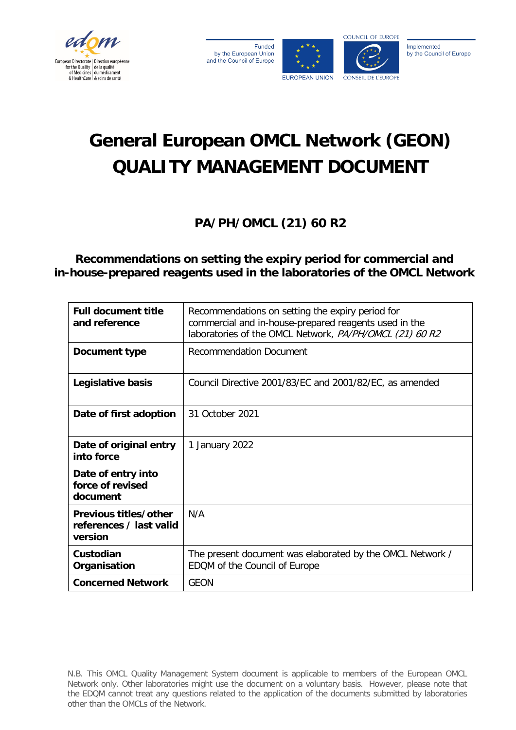Funded by the European Union and the Council of Europe

Implemented by the Council of Europe

# General European OMCL Network (GEON) QUALITY MANAGEMENT DOCUMENT

## PA/PH/OMCL (21) 60 R2

## Recommendations on setting the expiry period for commercial and in-house-prepared reagents used in the laboratories of the OMCL Network

| **Full document title and reference** | Recommendations on setting the expiry period for commercial and in-house-prepared reagents used in the laboratories of the OMCL Network, *PA/PH/OMCL (21) 60 R2* |
|---|---|
| **Document type** | Recommendation Document |
| **Legislative basis** | Council Directive 2001/83/EC and 2001/82/EC, as amended |
| **Date of first adoption** | 31 October 2021 |
| **Date of original entry into force** | 1 January 2022 |
| **Date of entry into force of revised document** | |
| **Previous titles/other references / last valid version** | N/A |
| **Custodian Organisation** | The present document was elaborated by the OMCL Network / EDQM of the Council of Europe |
| **Concerned Network** | GEON |

N.B. This OMCL Quality Management System document is applicable to members of the European OMCL Network only. Other laboratories might use the document on a voluntary basis. However, please note that the EDQM cannot treat any questions related to the application of the documents submitted by laboratories other than the OMCLs of the Network.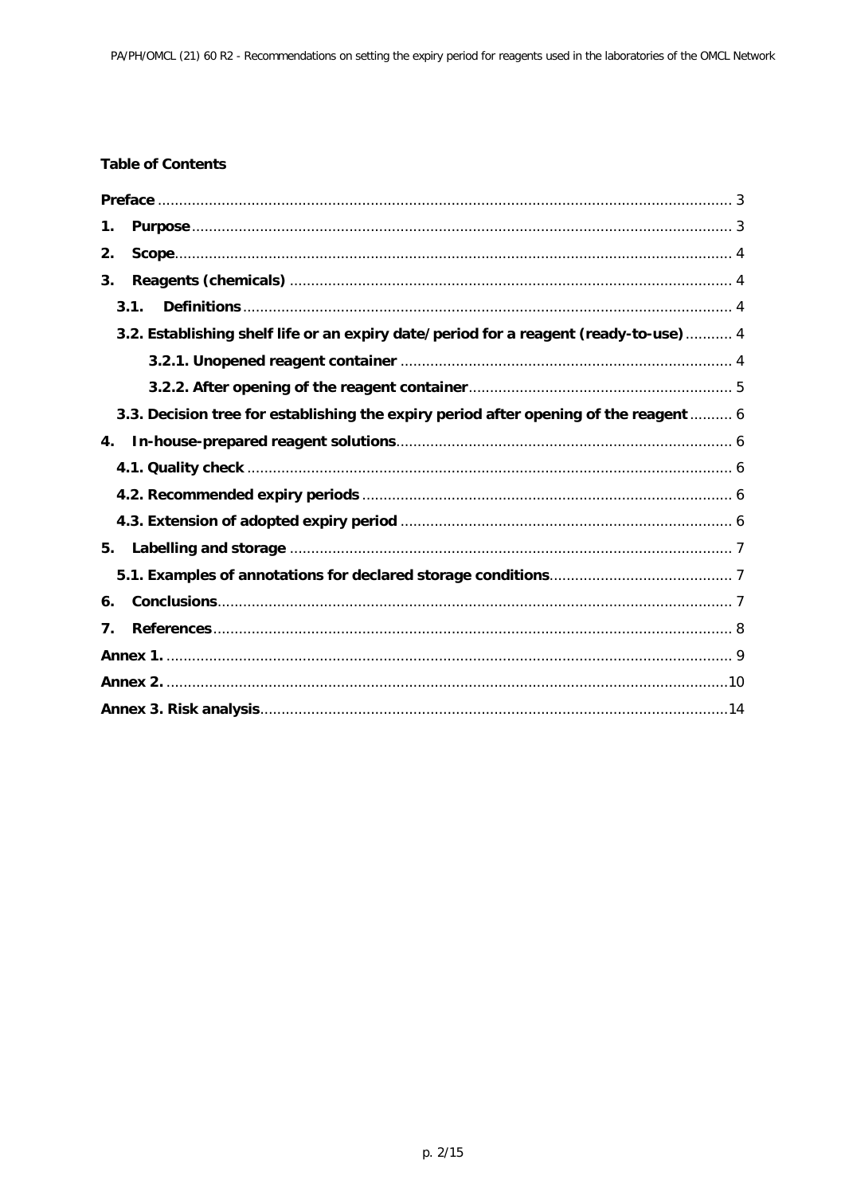**Table of Contents**

**Preface** ..................................................................................................................... 3

1. **Purpose** ............................................................................................................. 3
2. **Scope** ................................................................................................................. 4
3. **Reagents (chemicals)** ....................................................................................... 4
   - **3.1. Definitions** .................................................................................................. 4
   - **3.2. Establishing shelf life or an expiry date/period for a reagent (ready-to-use)** ........... 4
     - **3.2.1. Unopened reagent container** ............................................................... 4
     - **3.2.2. After opening of the reagent container** .............................................. 5
   - **3.3. Decision tree for establishing the expiry period after opening of the reagent** .......... 6
4. **In-house-prepared reagent solutions** ............................................................... 6
   - **4.1. Quality check** ................................................................................................ 6
   - **4.2. Recommended expiry periods** ...................................................................... 6
   - **4.3. Extension of adopted expiry period** ............................................................. 6
5. **Labelling and storage** ....................................................................................... 7
   - **5.1. Examples of annotations for declared storage conditions** ........................... 7
6. **Conclusions** ....................................................................................................... 7
7. **References** ......................................................................................................... 8

**Annex 1.** .................................................................................................................... 9

**Annex 2.** .................................................................................................................. 10

**Annex 3. Risk analysis** ............................................................................................. 14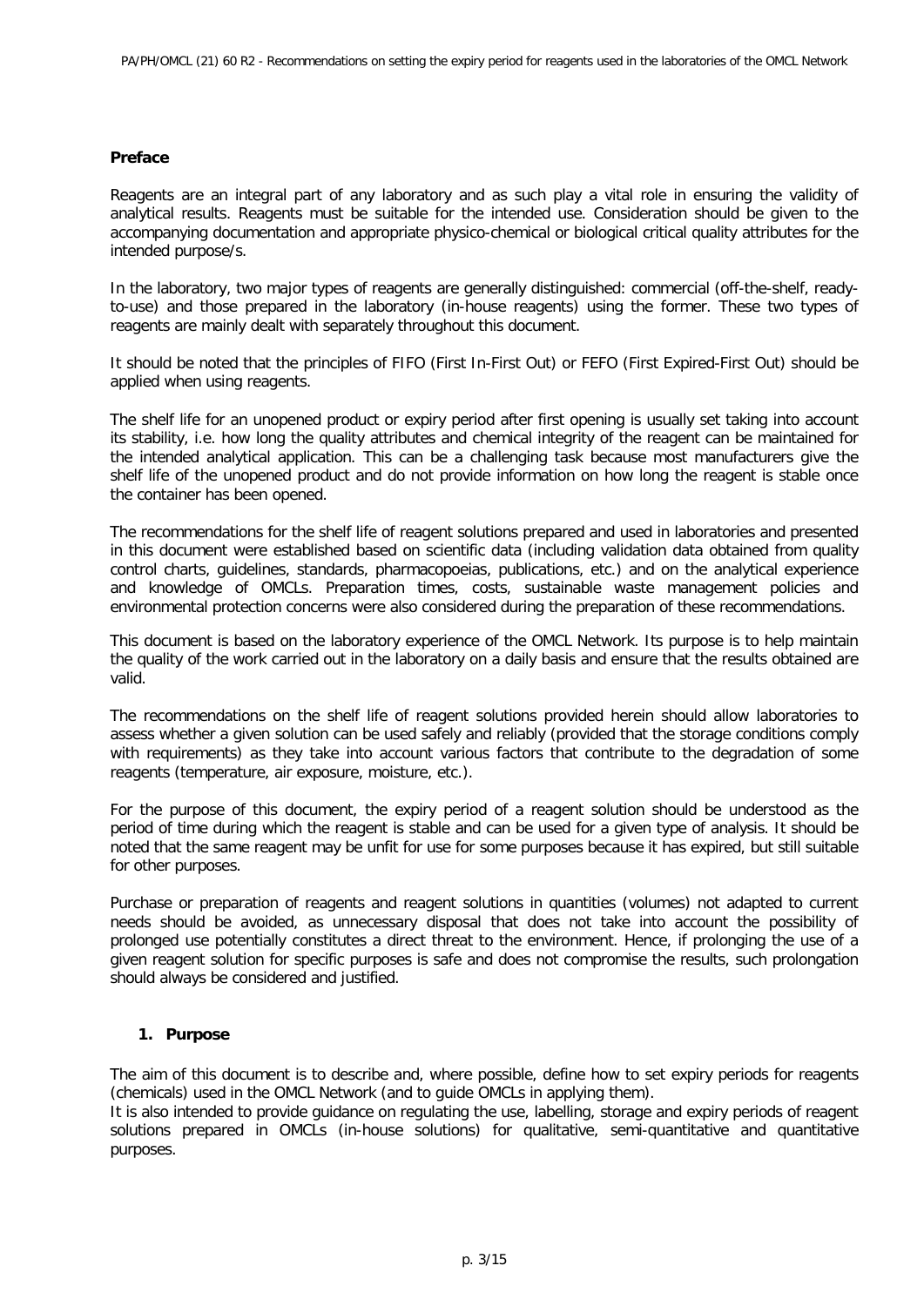**Preface**

Reagents are an integral part of any laboratory and as such play a vital role in ensuring the validity of analytical results. Reagents must be suitable for the intended use. Consideration should be given to the accompanying documentation and appropriate physico-chemical or biological critical quality attributes for the intended purpose/s.

In the laboratory, two major types of reagents are generally distinguished: commercial (off-the-shelf, ready-to-use) and those prepared in the laboratory (in-house reagents) using the former. These two types of reagents are mainly dealt with separately throughout this document.

It should be noted that the principles of FIFO (First In-First Out) or FEFO (First Expired-First Out) should be applied when using reagents.

The shelf life for an unopened product or expiry period after first opening is usually set taking into account its stability, i.e. how long the quality attributes and chemical integrity of the reagent can be maintained for the intended analytical application. This can be a challenging task because most manufacturers give the shelf life of the unopened product and do not provide information on how long the reagent is stable once the container has been opened.

The recommendations for the shelf life of reagent solutions prepared and used in laboratories and presented in this document were established based on scientific data (including validation data obtained from quality control charts, guidelines, standards, pharmacopoeias, publications, etc.) and on the analytical experience and knowledge of OMCLs. Preparation times, costs, sustainable waste management policies and environmental protection concerns were also considered during the preparation of these recommendations.

This document is based on the laboratory experience of the OMCL Network. Its purpose is to help maintain the quality of the work carried out in the laboratory on a daily basis and ensure that the results obtained are valid.

The recommendations on the shelf life of reagent solutions provided herein should allow laboratories to assess whether a given solution can be used safely and reliably (provided that the storage conditions comply with requirements) as they take into account various factors that contribute to the degradation of some reagents (temperature, air exposure, moisture, etc.).

For the purpose of this document, the expiry period of a reagent solution should be understood as the period of time during which the reagent is stable and can be used for a given type of analysis. It should be noted that the same reagent may be unfit for use for some purposes because it has expired, but still suitable for other purposes.

Purchase or preparation of reagents and reagent solutions in quantities (volumes) not adapted to current needs should be avoided, as unnecessary disposal that does not take into account the possibility of prolonged use potentially constitutes a direct threat to the environment. Hence, if prolonging the use of a given reagent solution for specific purposes is safe and does not compromise the results, such prolongation should always be considered and justified.

## 1. Purpose

The aim of this document is to describe and, where possible, define how to set expiry periods for reagents (chemicals) used in the OMCL Network (and to guide OMCLs in applying them).

It is also intended to provide guidance on regulating the use, labelling, storage and expiry periods of reagent solutions prepared in OMCLs (in-house solutions) for qualitative, semi-quantitative and quantitative purposes.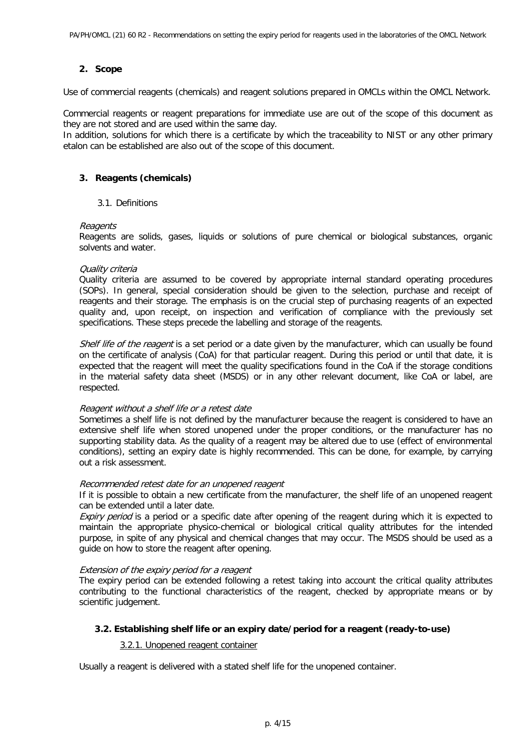## 2. Scope

Use of commercial reagents (chemicals) and reagent solutions prepared in OMCLs within the OMCL Network.

Commercial reagents or reagent preparations for immediate use are out of the scope of this document as they are not stored and are used within the same day.

In addition, solutions for which there is a certificate by which the traceability to NIST or any other primary etalon can be established are also out of the scope of this document.

## 3. Reagents (chemicals)

### 3.1. Definitions

*Reagents*

Reagents are solids, gases, liquids or solutions of pure chemical or biological substances, organic solvents and water.

*Quality criteria*

Quality criteria are assumed to be covered by appropriate internal standard operating procedures (SOPs). In general, special consideration should be given to the selection, purchase and receipt of reagents and their storage. The emphasis is on the crucial step of purchasing reagents of an expected quality and, upon receipt, on inspection and verification of compliance with the previously set specifications. These steps precede the labelling and storage of the reagents.

*Shelf life of the reagent* is a set period or a date given by the manufacturer, which can usually be found on the certificate of analysis (CoA) for that particular reagent. During this period or until that date, it is expected that the reagent will meet the quality specifications found in the CoA if the storage conditions in the material safety data sheet (MSDS) or in any other relevant document, like CoA or label, are respected.

*Reagent without a shelf life or a retest date*

Sometimes a shelf life is not defined by the manufacturer because the reagent is considered to have an extensive shelf life when stored unopened under the proper conditions, or the manufacturer has no supporting stability data. As the quality of a reagent may be altered due to use (effect of environmental conditions), setting an expiry date is highly recommended. This can be done, for example, by carrying out a risk assessment.

*Recommended retest date for an unopened reagent*

If it is possible to obtain a new certificate from the manufacturer, the shelf life of an unopened reagent can be extended until a later date.

*Expiry period* is a period or a specific date after opening of the reagent during which it is expected to maintain the appropriate physico-chemical or biological critical quality attributes for the intended purpose, in spite of any physical and chemical changes that may occur. The MSDS should be used as a guide on how to store the reagent after opening.

*Extension of the expiry period for a reagent*

The expiry period can be extended following a retest taking into account the critical quality attributes contributing to the functional characteristics of the reagent, checked by appropriate means or by scientific judgement.

### 3.2. Establishing shelf life or an expiry date/period for a reagent (ready-to-use)

#### 3.2.1. Unopened reagent container

Usually a reagent is delivered with a stated shelf life for the unopened container.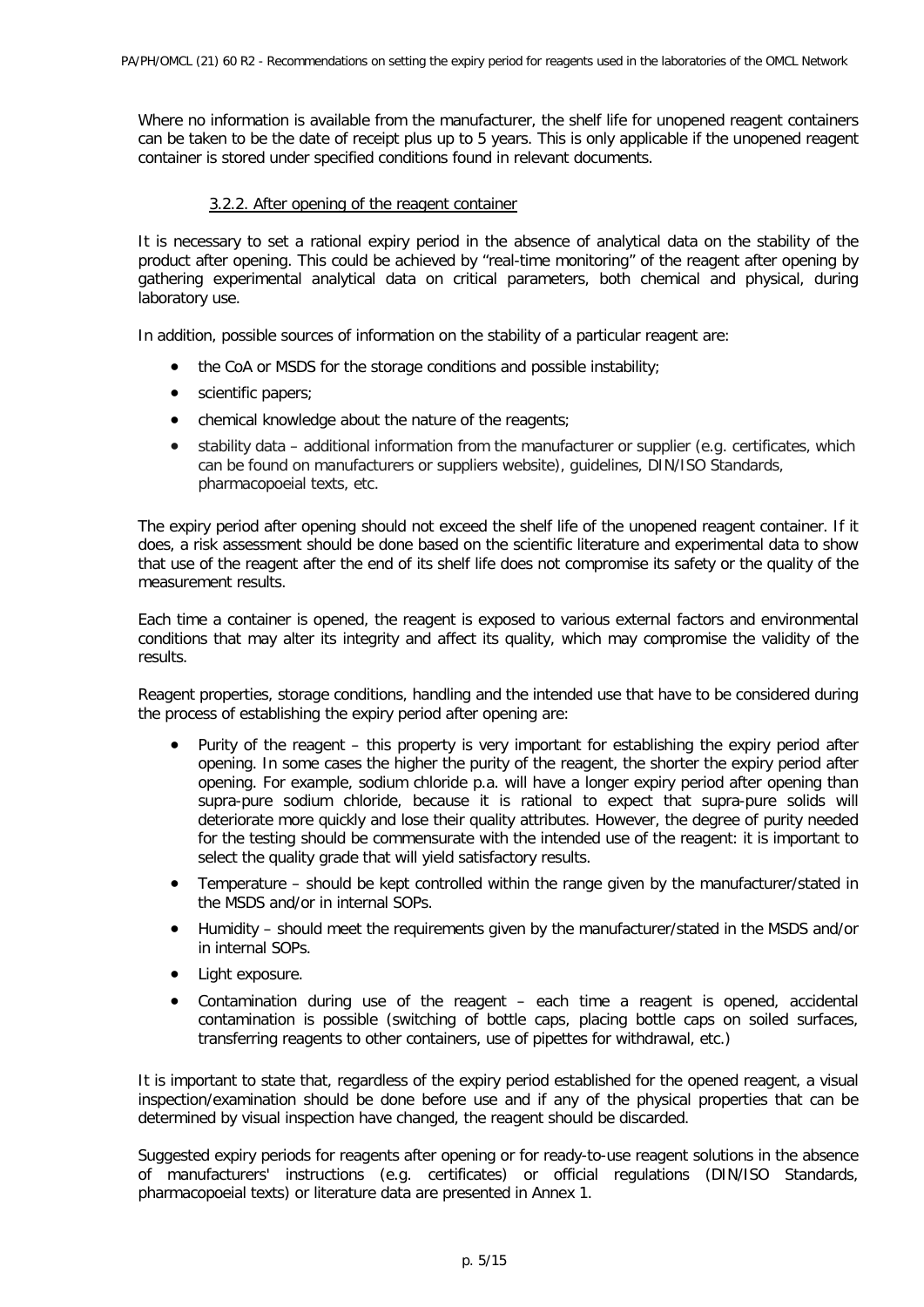Where no information is available from the manufacturer, the shelf life for unopened reagent containers can be taken to be the date of receipt plus up to 5 years. This is only applicable if the unopened reagent container is stored under specified conditions found in relevant documents.

#### 3.2.2. After opening of the reagent container

It is necessary to set a rational expiry period in the absence of analytical data on the stability of the product after opening. This could be achieved by "real-time monitoring" of the reagent after opening by gathering experimental analytical data on critical parameters, both chemical and physical, during laboratory use.

In addition, possible sources of information on the stability of a particular reagent are:

- the CoA or MSDS for the storage conditions and possible instability;
- scientific papers;
- chemical knowledge about the nature of the reagents;
- stability data – additional information from the manufacturer or supplier (e.g. certificates, which can be found on manufacturers or suppliers website), guidelines, DIN/ISO Standards, pharmacopoeial texts, etc.

The expiry period after opening should not exceed the shelf life of the unopened reagent container. If it does, a risk assessment should be done based on the scientific literature and experimental data to show that use of the reagent after the end of its shelf life does not compromise its safety or the quality of the measurement results.

Each time a container is opened, the reagent is exposed to various external factors and environmental conditions that may alter its integrity and affect its quality, which may compromise the validity of the results.

Reagent properties, storage conditions, handling and the intended use that have to be considered during the process of establishing the expiry period after opening are:

- Purity of the reagent – this property is very important for establishing the expiry period after opening. In some cases the higher the purity of the reagent, the shorter the expiry period after opening. For example, sodium chloride p.a. will have a longer expiry period after opening than supra-pure sodium chloride, because it is rational to expect that supra-pure solids will deteriorate more quickly and lose their quality attributes. However, the degree of purity needed for the testing should be commensurate with the intended use of the reagent: it is important to select the quality grade that will yield satisfactory results.
- Temperature – should be kept controlled within the range given by the manufacturer/stated in the MSDS and/or in internal SOPs.
- Humidity – should meet the requirements given by the manufacturer/stated in the MSDS and/or in internal SOPs.
- Light exposure.
- Contamination during use of the reagent – each time a reagent is opened, accidental contamination is possible (switching of bottle caps, placing bottle caps on soiled surfaces, transferring reagents to other containers, use of pipettes for withdrawal, etc.)

It is important to state that, regardless of the expiry period established for the opened reagent, a visual inspection/examination should be done before use and if any of the physical properties that can be determined by visual inspection have changed, the reagent should be discarded.

Suggested expiry periods for reagents after opening or for ready-to-use reagent solutions in the absence of manufacturers' instructions (e.g. certificates) or official regulations (DIN/ISO Standards, pharmacopoeial texts) or literature data are presented in Annex 1.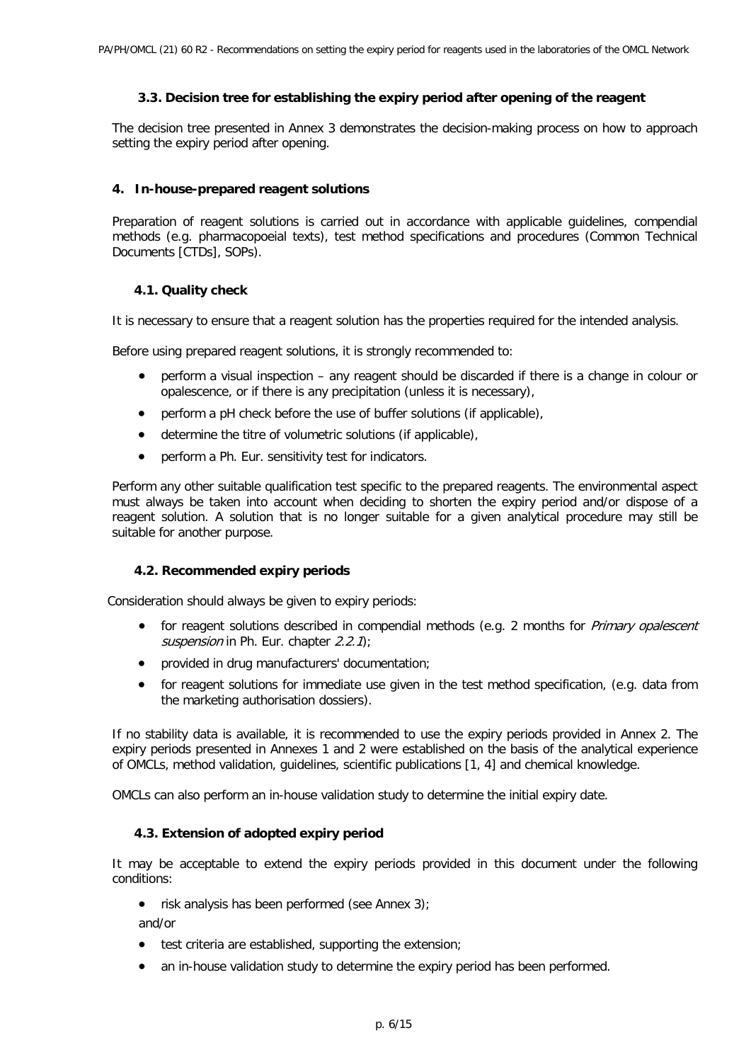### 3.3. Decision tree for establishing the expiry period after opening of the reagent

The decision tree presented in Annex 3 demonstrates the decision-making process on how to approach setting the expiry period after opening.

## 4. In-house-prepared reagent solutions

Preparation of reagent solutions is carried out in accordance with applicable guidelines, compendial methods (e.g. pharmacopoeial texts), test method specifications and procedures (Common Technical Documents [CTDs], SOPs).

### 4.1. Quality check

It is necessary to ensure that a reagent solution has the properties required for the intended analysis.

Before using prepared reagent solutions, it is strongly recommended to:

- perform a visual inspection – any reagent should be discarded if there is a change in colour or opalescence, or if there is any precipitation (unless it is necessary),
- perform a pH check before the use of buffer solutions (if applicable),
- determine the titre of volumetric solutions (if applicable),
- perform a Ph. Eur. sensitivity test for indicators.

Perform any other suitable qualification test specific to the prepared reagents. The environmental aspect must always be taken into account when deciding to shorten the expiry period and/or dispose of a reagent solution. A solution that is no longer suitable for a given analytical procedure may still be suitable for another purpose.

### 4.2. Recommended expiry periods

Consideration should always be given to expiry periods:

- for reagent solutions described in compendial methods (e.g. 2 months for *Primary opalescent suspension* in Ph. Eur. chapter *2.2.1*);
- provided in drug manufacturers' documentation;
- for reagent solutions for immediate use given in the test method specification, (e.g. data from the marketing authorisation dossiers).

If no stability data is available, it is recommended to use the expiry periods provided in Annex 2. The expiry periods presented in Annexes 1 and 2 were established on the basis of the analytical experience of OMCLs, method validation, guidelines, scientific publications [1, 4] and chemical knowledge.

OMCLs can also perform an in-house validation study to determine the initial expiry date.

### 4.3. Extension of adopted expiry period

It may be acceptable to extend the expiry periods provided in this document under the following conditions:

- risk analysis has been performed (see Annex 3);

and/or

- test criteria are established, supporting the extension;
- an in-house validation study to determine the expiry period has been performed.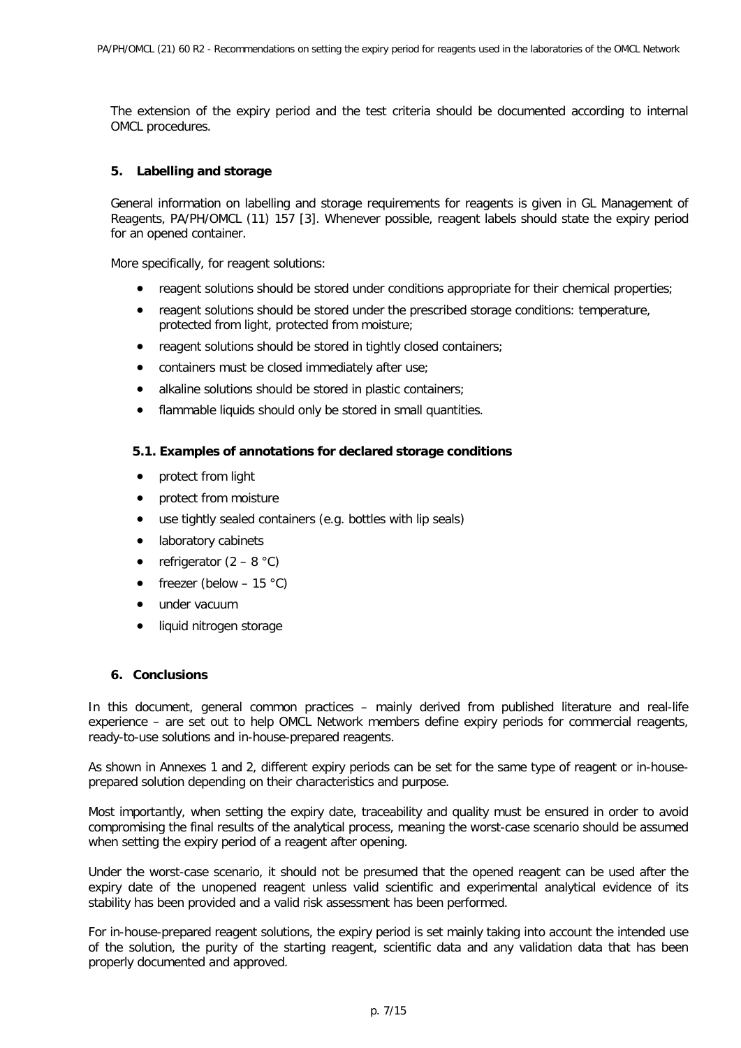The extension of the expiry period and the test criteria should be documented according to internal OMCL procedures.

## 5. Labelling and storage

General information on labelling and storage requirements for reagents is given in GL Management of Reagents, PA/PH/OMCL (11) 157 [3]. Whenever possible, reagent labels should state the expiry period for an opened container.

More specifically, for reagent solutions:

- reagent solutions should be stored under conditions appropriate for their chemical properties;
- reagent solutions should be stored under the prescribed storage conditions: temperature, protected from light, protected from moisture;
- reagent solutions should be stored in tightly closed containers;
- containers must be closed immediately after use;
- alkaline solutions should be stored in plastic containers;
- flammable liquids should only be stored in small quantities.

### 5.1. Examples of annotations for declared storage conditions

- protect from light
- protect from moisture
- use tightly sealed containers (e.g. bottles with lip seals)
- laboratory cabinets
- refrigerator (2 – 8 °C)
- freezer (below – 15 °C)
- under vacuum
- liquid nitrogen storage

## 6. Conclusions

In this document, general common practices – mainly derived from published literature and real-life experience – are set out to help OMCL Network members define expiry periods for commercial reagents, ready-to-use solutions and in-house-prepared reagents.

As shown in Annexes 1 and 2, different expiry periods can be set for the same type of reagent or in-house-prepared solution depending on their characteristics and purpose.

Most importantly, when setting the expiry date, traceability and quality must be ensured in order to avoid compromising the final results of the analytical process, meaning the worst-case scenario should be assumed when setting the expiry period of a reagent after opening.

Under the worst-case scenario, it should not be presumed that the opened reagent can be used after the expiry date of the unopened reagent unless valid scientific and experimental analytical evidence of its stability has been provided and a valid risk assessment has been performed.

For in-house-prepared reagent solutions, the expiry period is set mainly taking into account the intended use of the solution, the purity of the starting reagent, scientific data and any validation data that has been properly documented and approved.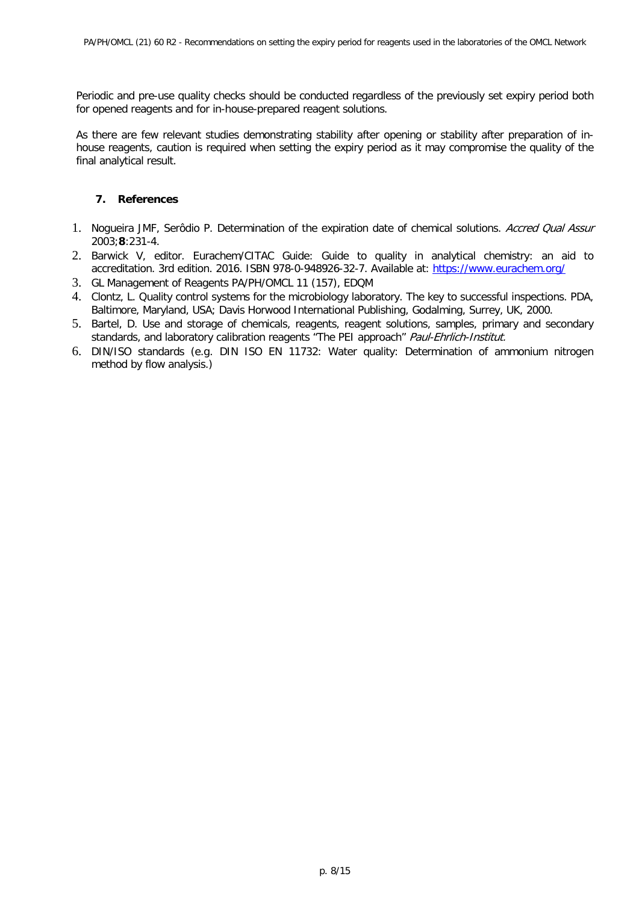Periodic and pre-use quality checks should be conducted regardless of the previously set expiry period both for opened reagents and for in-house-prepared reagent solutions.

As there are few relevant studies demonstrating stability after opening or stability after preparation of in-house reagents, caution is required when setting the expiry period as it may compromise the quality of the final analytical result.

## 7. References

1. Nogueira JMF, Serôdio P. Determination of the expiration date of chemical solutions. *Accred Qual Assur* 2003;**8**:231-4.
2. Barwick V, editor. Eurachem/CITAC Guide: Guide to quality in analytical chemistry: an aid to accreditation. 3rd edition. 2016. ISBN 978-0-948926-32-7. Available at: https://www.eurachem.org/
3. GL Management of Reagents PA/PH/OMCL 11 (157), EDQM
4. Clontz, L. Quality control systems for the microbiology laboratory. The key to successful inspections. PDA, Baltimore, Maryland, USA; Davis Horwood International Publishing, Godalming, Surrey, UK, 2000.
5. Bartel, D. Use and storage of chemicals, reagents, reagent solutions, samples, primary and secondary standards, and laboratory calibration reagents "The PEI approach" *Paul-Ehrlich-Institut.*
6. DIN/ISO standards (e.g. DIN ISO EN 11732: Water quality: Determination of ammonium nitrogen method by flow analysis.)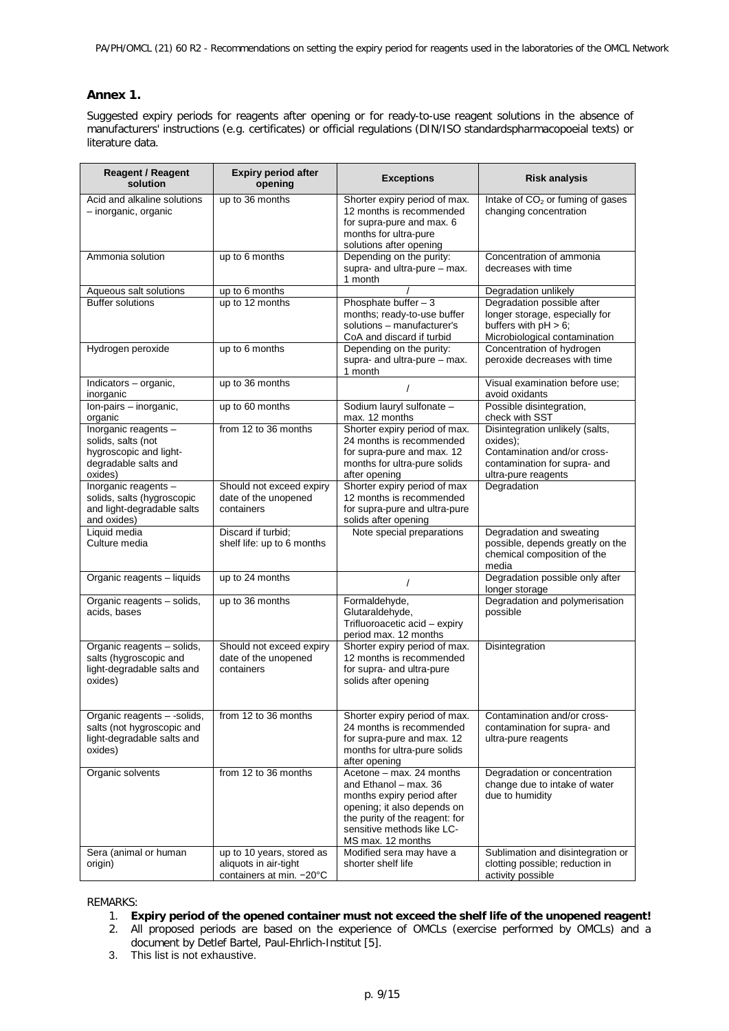## Annex 1.

Suggested expiry periods for reagents after opening or for ready-to-use reagent solutions in the absence of manufacturers' instructions (e.g. certificates) or official regulations (DIN/ISO standardspharmacopoeial texts) or literature data.

| Reagent / Reagent solution | Expiry period after opening | Exceptions | Risk analysis |
|---|---|---|---|
| Acid and alkaline solutions – inorganic, organic | up to 36 months | Shorter expiry period of max. 12 months is recommended for supra-pure and max. 6 months for ultra-pure solutions after opening | Intake of $CO_2$ or fuming of gases changing concentration |
| Ammonia solution | up to 6 months | Depending on the purity: supra- and ultra-pure – max. 1 month | Concentration of ammonia decreases with time |
| Aqueous salt solutions | up to 6 months | / | Degradation unlikely |
| Buffer solutions | up to 12 months | Phosphate buffer – 3 months; ready-to-use buffer solutions – manufacturer's CoA and discard if turbid | Degradation possible after longer storage, especially for buffers with pH > 6; Microbiological contamination |
| Hydrogen peroxide | up to 6 months | Depending on the purity: supra- and ultra-pure – max. 1 month | Concentration of hydrogen peroxide decreases with time |
| Indicators – organic, inorganic | up to 36 months | / | Visual examination before use; avoid oxidants |
| Ion-pairs – inorganic, organic | up to 60 months | Sodium lauryl sulfonate – max. 12 months | Possible disintegration, check with SST |
| Inorganic reagents – solids, salts (not hygroscopic and light-degradable salts and oxides) | from 12 to 36 months | Shorter expiry period of max. 24 months is recommended for supra-pure and max. 12 months for ultra-pure solids after opening | Disintegration unlikely (salts, oxides); Contamination and/or cross-contamination for supra- and ultra-pure reagents |
| Inorganic reagents – solids, salts (hygroscopic and light-degradable salts and oxides) | Should not exceed expiry date of the unopened containers | Shorter expiry period of max 12 months is recommended for supra-pure and ultra-pure solids after opening | Degradation |
| Liquid media<br>Culture media | Discard if turbid; shelf life: up to 6 months | Note special preparations | Degradation and sweating possible, depends greatly on the chemical composition of the media |
| Organic reagents – liquids | up to 24 months | / | Degradation possible only after longer storage |
| Organic reagents – solids, acids, bases | up to 36 months | Formaldehyde, Glutaraldehyde, Trifluoroacetic acid – expiry period max. 12 months | Degradation and polymerisation possible |
| Organic reagents – solids, salts (hygroscopic and light-degradable salts and oxides) | Should not exceed expiry date of the unopened containers | Shorter expiry period of max. 12 months is recommended for supra- and ultra-pure solids after opening | Disintegration |
| Organic reagents – -solids, salts (not hygroscopic and light-degradable salts and oxides) | from 12 to 36 months | Shorter expiry period of max. 24 months is recommended for supra-pure and max. 12 months for ultra-pure solids after opening | Contamination and/or cross-contamination for supra- and ultra-pure reagents |
| Organic solvents | from 12 to 36 months | Acetone – max. 24 months and Ethanol – max. 36 months expiry period after opening; it also depends on the purity of the reagent: for sensitive methods like LC-MS max. 12 months | Degradation or concentration change due to intake of water due to humidity |
| Sera (animal or human origin) | up to 10 years, stored as aliquots in air-tight containers at min. −20°C | Modified sera may have a shorter shelf life | Sublimation and disintegration or clotting possible; reduction in activity possible |

REMARKS:

1. **Expiry period of the opened container must not exceed the shelf life of the unopened reagent!**
2. All proposed periods are based on the experience of OMCLs (exercise performed by OMCLs) and a document by Detlef Bartel, Paul-Ehrlich-Institut [5].
3. This list is not exhaustive.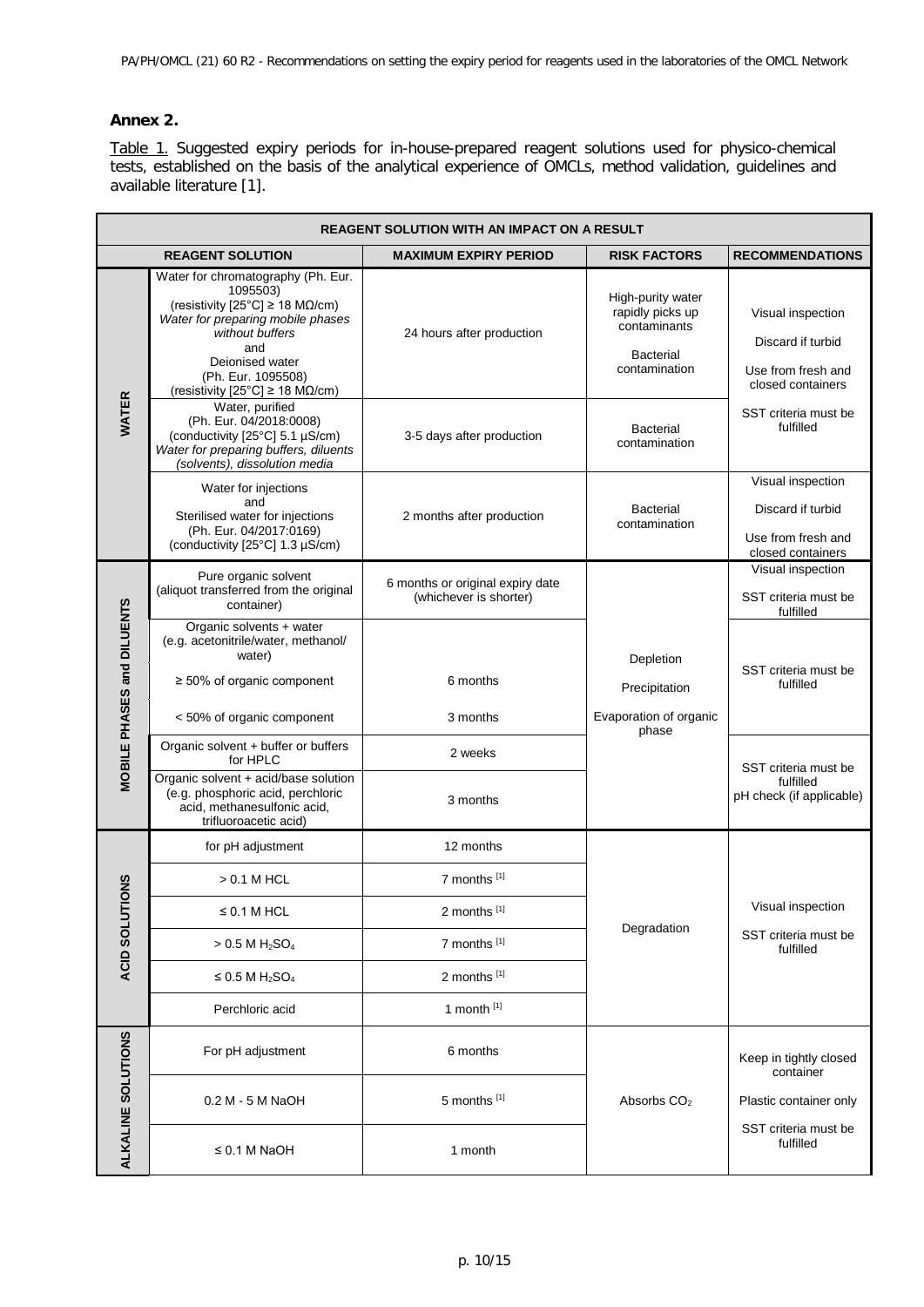**Annex 2.**

Table 1. Suggested expiry periods for in-house-prepared reagent solutions used for physico-chemical tests, established on the basis of the analytical experience of OMCLs, method validation, guidelines and available literature [1].

| REAGENT SOLUTION WITH AN IMPACT ON A RESULT | | | | |
|---|---|---|---|---|
| **REAGENT SOLUTION** | | **MAXIMUM EXPIRY PERIOD** | **RISK FACTORS** | **RECOMMENDATIONS** |
| **WATER** | Water for chromatography (Ph. Eur. 1095503) (resistivity [25°C] ≥ 18 MΩ/cm) *Water for preparing mobile phases without buffers* and Deionised water (Ph. Eur. 1095508) (resistivity [25°C] ≥ 18 MΩ/cm) | 24 hours after production | High-purity water rapidly picks up contaminants; Bacterial contamination | Visual inspection; Discard if turbid; Use from fresh and closed containers; SST criteria must be fulfilled |
| | Water, purified (Ph. Eur. 04/2018:0008) (conductivity [25°C] 5.1 µS/cm) *Water for preparing buffers, diluents (solvents), dissolution media* | 3-5 days after production | Bacterial contamination | |
| | Water for injections and Sterilised water for injections (Ph. Eur. 04/2017:0169) (conductivity [25°C] 1.3 µS/cm) | 2 months after production | Bacterial contamination | Visual inspection; Discard if turbid; Use from fresh and closed containers |
| **MOBILE PHASES and DILUENTS** | Pure organic solvent (aliquot transferred from the original container) | 6 months or original expiry date (whichever is shorter) | Depletion; Precipitation; Evaporation of organic phase | Visual inspection; SST criteria must be fulfilled |
| | Organic solvents + water (e.g. acetonitrile/water, methanol/water) ≥ 50% of organic component | 6 months | | SST criteria must be fulfilled |
| | < 50% of organic component | 3 months | | |
| | Organic solvent + buffer or buffers for HPLC | 2 weeks | | SST criteria must be fulfilled; pH check (if applicable) |
| | Organic solvent + acid/base solution (e.g. phosphoric acid, perchloric acid, methanesulfonic acid, trifluoroacetic acid) | 3 months | | |
| **ACID SOLUTIONS** | for pH adjustment | 12 months | Degradation | Visual inspection; SST criteria must be fulfilled |
| | > 0.1 M HCL | 7 months [1] | | |
| | ≤ 0.1 M HCL | 2 months [1] | | |
| | > 0.5 M $H_2SO_4$ | 7 months [1] | | |
| | ≤ 0.5 M $H_2SO_4$ | 2 months [1] | | |
| | Perchloric acid | 1 month [1] | | |
| **ALKALINE SOLUTIONS** | For pH adjustment | 6 months | Absorbs $CO_2$ | Keep in tightly closed container; Plastic container only; SST criteria must be fulfilled |
| | 0.2 M - 5 M NaOH | 5 months [1] | | |
| | ≤ 0.1 M NaOH | 1 month | | |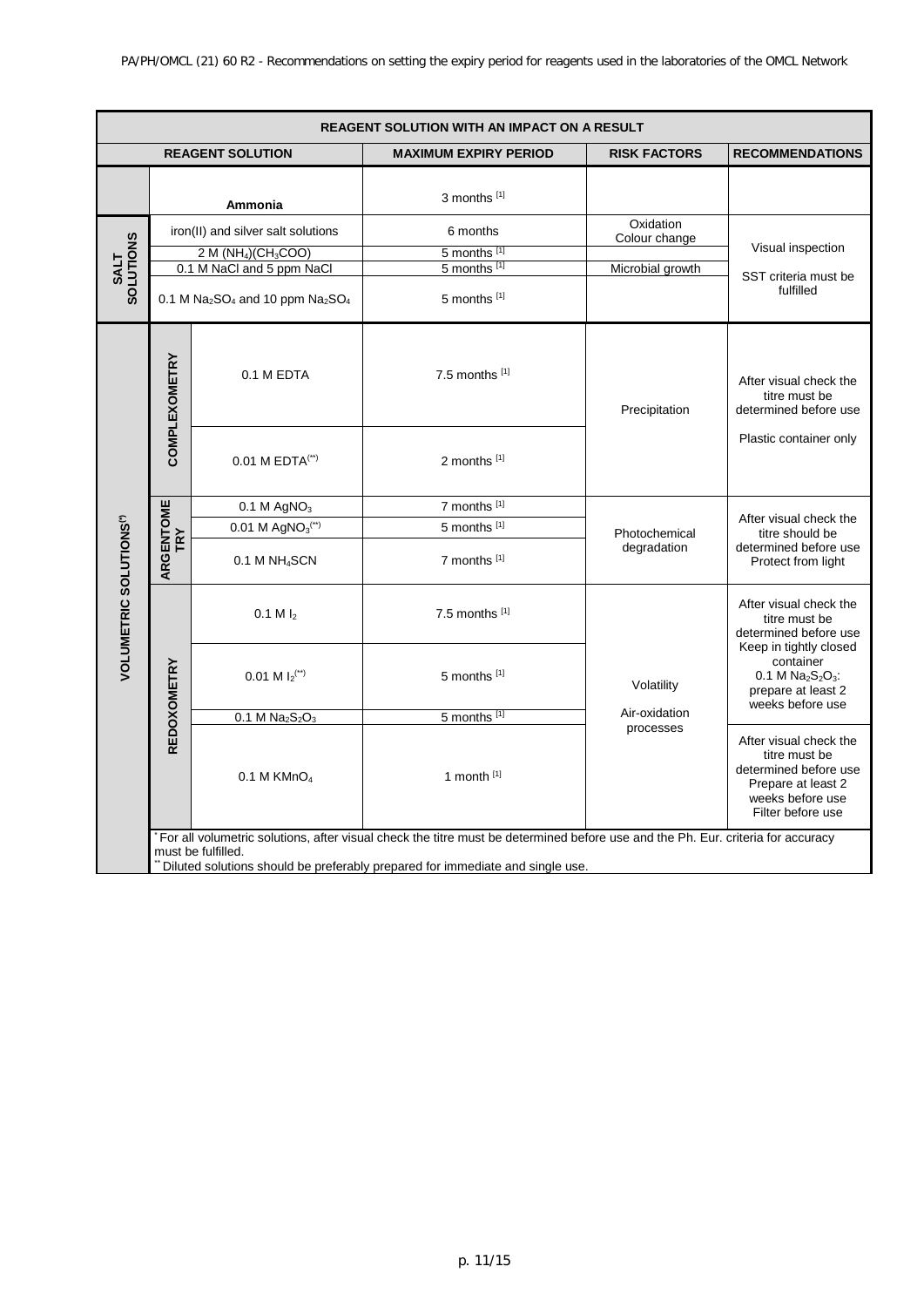| REAGENT SOLUTION WITH AN IMPACT ON A RESULT | | | | | |
|---|---|---|---|---|---|
| **REAGENT SOLUTION** | | | **MAXIMUM EXPIRY PERIOD** | **RISK FACTORS** | **RECOMMENDATIONS** |
| | | **Ammonia** | 3 months [1] | | |
| **SALT SOLUTIONS** | | iron(II) and silver salt solutions | 6 months | Oxidation Colour change | Visual inspection SST criteria must be fulfilled |
| | | 2 M $(NH_4)(CH_3COO)$ | 5 months [1] | | |
| | | 0.1 M NaCl and 5 ppm NaCl | 5 months [1] | Microbial growth | |
| | | 0.1 M $Na_2SO_4$ and 10 ppm $Na_2SO_4$ | 5 months [1] | | |
| **VOLUMETRIC SOLUTIONS(*)** | **COMPLEXOMETRY** | 0.1 M EDTA | 7.5 months [1] | Precipitation | After visual check the titre must be determined before use Plastic container only |
| | | 0.01 M EDTA(**) | 2 months [1] | | |
| | **ARGENTOMETRY** | 0.1 M $AgNO_3$ | 7 months [1] | Photochemical degradation | After visual check the titre should be determined before use Protect from light |
| | | 0.01 M $AgNO_3$(**) | 5 months [1] | | |
| | | 0.1 M $NH_4SCN$ | 7 months [1] | | |
| | **REDOXOMETRY** | 0.1 M $I_2$ | 7.5 months [1] | Volatility Air-oxidation processes | After visual check the titre must be determined before use Keep in tightly closed container 0.1 M $Na_2S_2O_3$: prepare at least 2 weeks before use |
| | | 0.01 M $I_2$(**) | 5 months [1] | | |
| | | 0.1 M $Na_2S_2O_3$ | 5 months [1] | | |
| | | 0.1 M $KMnO_4$ | 1 month [1] | | After visual check the titre must be determined before use Prepare at least 2 weeks before use Filter before use |

* For all volumetric solutions, after visual check the titre must be determined before use and the Ph. Eur. criteria for accuracy must be fulfilled.

** Diluted solutions should be preferably prepared for immediate and single use.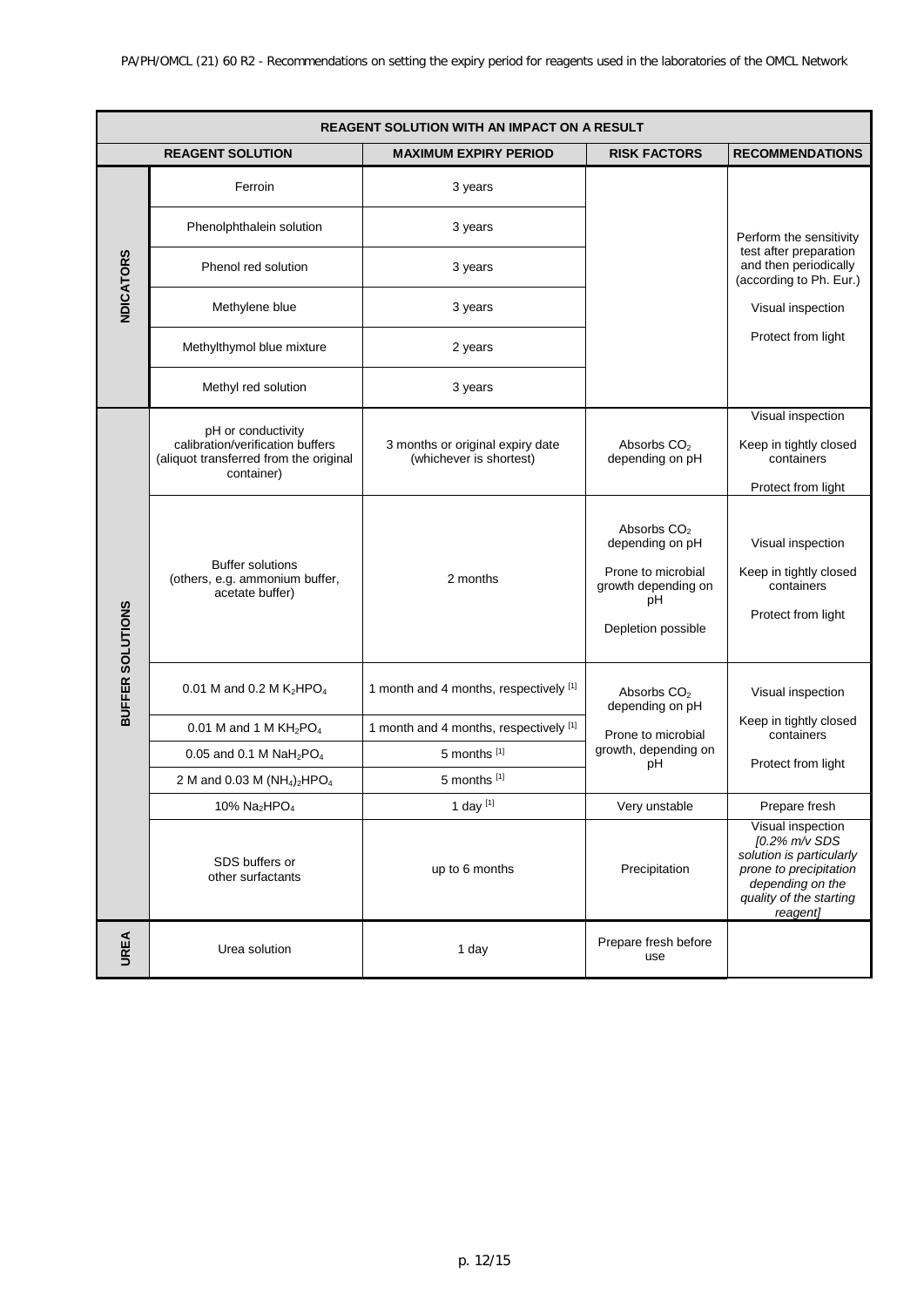| REAGENT SOLUTION WITH AN IMPACT ON A RESULT | | | | |
|---|---|---|---|---|
| REAGENT SOLUTION | | MAXIMUM EXPIRY PERIOD | RISK FACTORS | RECOMMENDATIONS |
| NDICATORS | Ferroin | 3 years | | Perform the sensitivity test after preparation and then periodically (according to Ph. Eur.)<br>Visual inspection<br>Protect from light |
| | Phenolphthalein solution | 3 years | | |
| | Phenol red solution | 3 years | | |
| | Methylene blue | 3 years | | |
| | Methylthymol blue mixture | 2 years | | |
| | Methyl red solution | 3 years | | |
| BUFFER SOLUTIONS | pH or conductivity calibration/verification buffers (aliquot transferred from the original container) | 3 months or original expiry date (whichever is shortest) | Absorbs $CO_2$ depending on pH | Visual inspection<br>Keep in tightly closed containers<br>Protect from light |
| | Buffer solutions (others, e.g. ammonium buffer, acetate buffer) | 2 months | Absorbs $CO_2$ depending on pH<br>Prone to microbial growth depending on pH<br>Depletion possible | Visual inspection<br>Keep in tightly closed containers<br>Protect from light |
| | 0.01 M and 0.2 M $K_2HPO_4$ | 1 month and 4 months, respectively [1] | Absorbs $CO_2$ depending on pH<br>Prone to microbial growth, depending on pH | Visual inspection<br>Keep in tightly closed containers<br>Protect from light |
| | 0.01 M and 1 M $KH_2PO_4$ | 1 month and 4 months, respectively [1] | | |
| | 0.05 and 0.1 M $NaH_2PO_4$ | 5 months [1] | | |
| | 2 M and 0.03 M $(NH_4)_2HPO_4$ | 5 months [1] | | |
| | 10% $Na_2HPO_4$ | 1 day [1] | Very unstable | Prepare fresh |
| | SDS buffers or other surfactants | up to 6 months | Precipitation | Visual inspection<br>*[0.2% m/v SDS solution is particularly prone to precipitation depending on the quality of the starting reagent]* |
| UREA | Urea solution | 1 day | Prepare fresh before use | |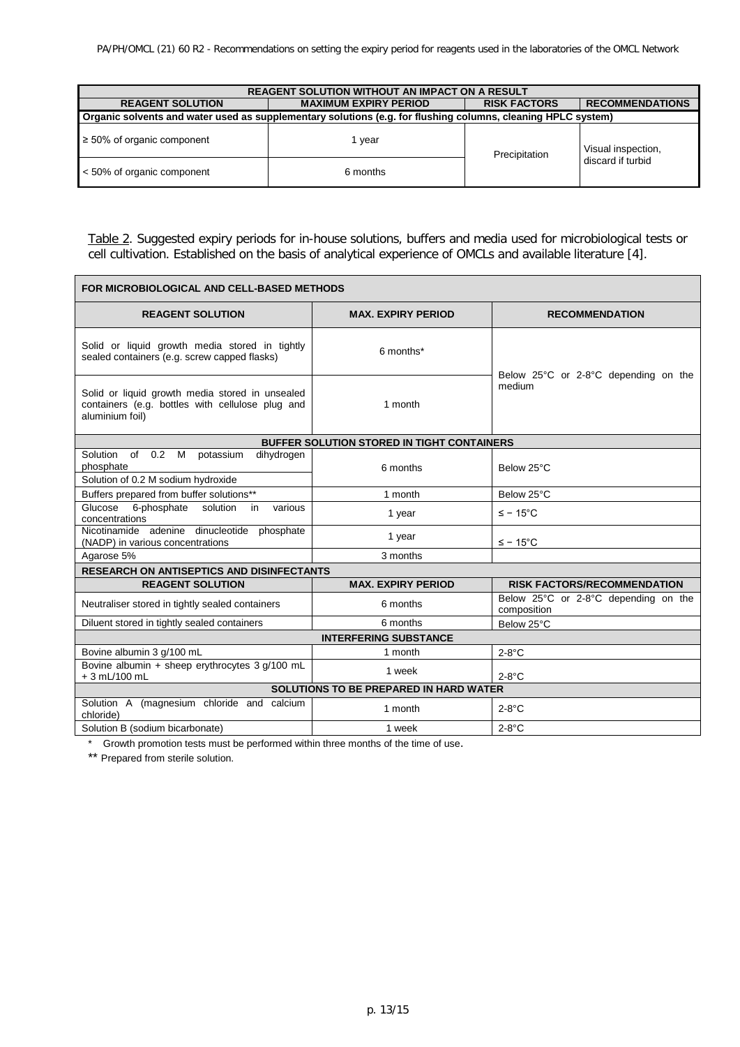| REAGENT SOLUTION WITHOUT AN IMPACT ON A RESULT | | | |
|---|---|---|---|
| **REAGENT SOLUTION** | **MAXIMUM EXPIRY PERIOD** | **RISK FACTORS** | **RECOMMENDATIONS** |
| **Organic solvents and water used as supplementary solutions (e.g. for flushing columns, cleaning HPLC system)** | | | |
| ≥ 50% of organic component | 1 year | Precipitation | Visual inspection, discard if turbid |
| < 50% of organic component | 6 months | | |

Table 2. Suggested expiry periods for in-house solutions, buffers and media used for microbiological tests or cell cultivation. Established on the basis of analytical experience of OMCLs and available literature [4].

| FOR MICROBIOLOGICAL AND CELL-BASED METHODS | | |
|---|---|---|
| **REAGENT SOLUTION** | **MAX. EXPIRY PERIOD** | **RECOMMENDATION** |
| Solid or liquid growth media stored in tightly sealed containers (e.g. screw capped flasks) | 6 months* | Below 25°C or 2-8°C depending on the medium |
| Solid or liquid growth media stored in unsealed containers (e.g. bottles with cellulose plug and aluminium foil) | 1 month | |
| **BUFFER SOLUTION STORED IN TIGHT CONTAINERS** | | |
| Solution of 0.2 M potassium dihydrogen phosphate | 6 months | Below 25°C |
| Solution of 0.2 M sodium hydroxide | | |
| Buffers prepared from buffer solutions** | 1 month | Below 25°C |
| Glucose 6-phosphate solution in various concentrations | 1 year | ≤ − 15°C |
| Nicotinamide adenine dinucleotide phosphate (NADP) in various concentrations | 1 year | ≤ − 15°C |
| Agarose 5% | 3 months | |
| **RESEARCH ON ANTISEPTICS AND DISINFECTANTS** | | |
| **REAGENT SOLUTION** | **MAX. EXPIRY PERIOD** | **RISK FACTORS/RECOMMENDATION** |
| Neutraliser stored in tightly sealed containers | 6 months | Below 25°C or 2-8°C depending on the composition |
| Diluent stored in tightly sealed containers | 6 months | Below 25°C |
| **INTERFERING SUBSTANCE** | | |
| Bovine albumin 3 g/100 mL | 1 month | 2-8°C |
| Bovine albumin + sheep erythrocytes 3 g/100 mL + 3 mL/100 mL | 1 week | 2-8°C |
| **SOLUTIONS TO BE PREPARED IN HARD WATER** | | |
| Solution A (magnesium chloride and calcium chloride) | 1 month | 2-8°C |
| Solution B (sodium bicarbonate) | 1 week | 2-8°C |

\* Growth promotion tests must be performed within three months of the time of use.

** Prepared from sterile solution.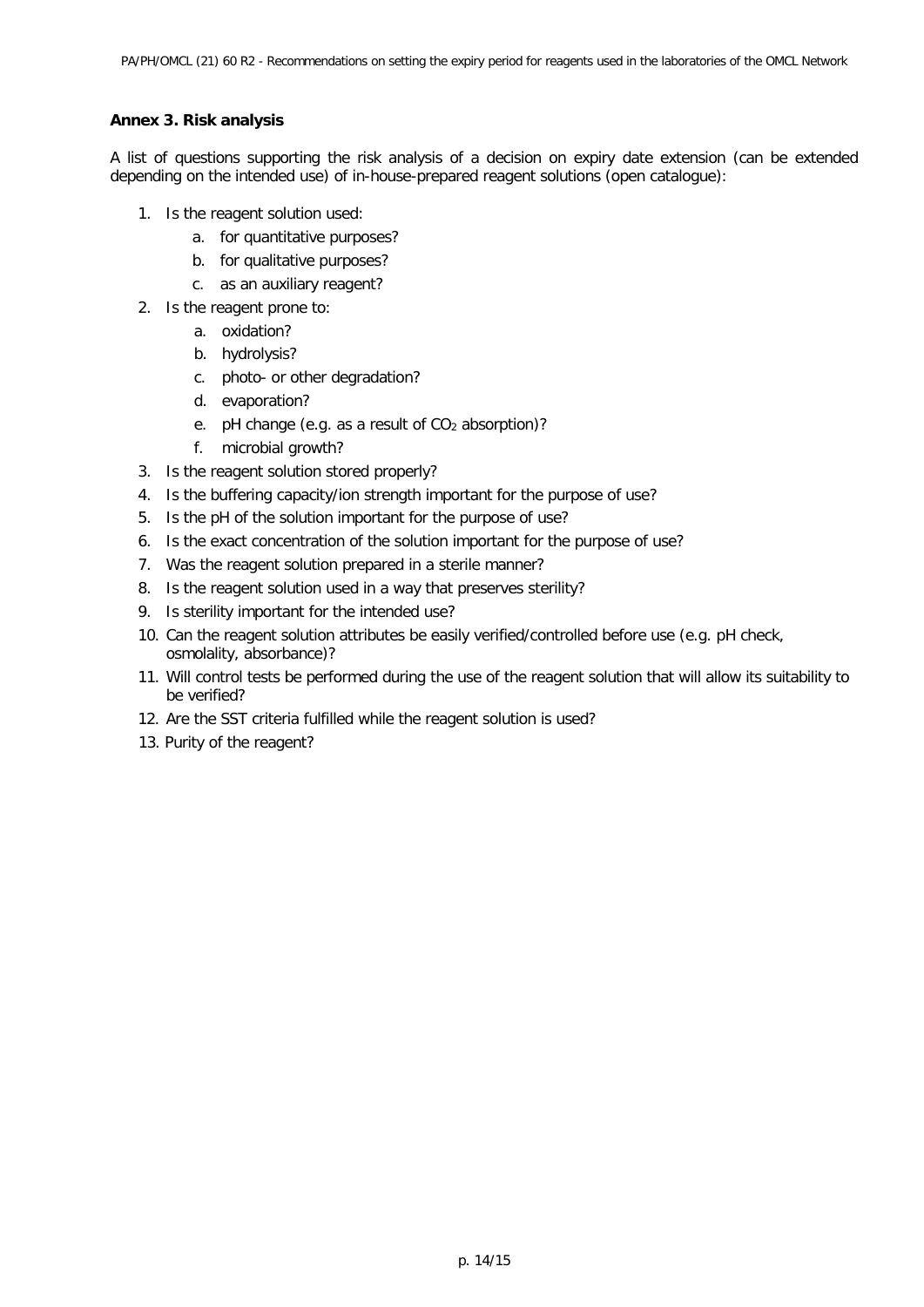**Annex 3. Risk analysis**

A list of questions supporting the risk analysis of a decision on expiry date extension (can be extended depending on the intended use) of in-house-prepared reagent solutions (open catalogue):

1. Is the reagent solution used:
   a. for quantitative purposes?
   b. for qualitative purposes?
   c. as an auxiliary reagent?
2. Is the reagent prone to:
   a. oxidation?
   b. hydrolysis?
   c. photo- or other degradation?
   d. evaporation?
   e. pH change (e.g. as a result of $CO_2$ absorption)?
   f. microbial growth?
3. Is the reagent solution stored properly?
4. Is the buffering capacity/ion strength important for the purpose of use?
5. Is the pH of the solution important for the purpose of use?
6. Is the exact concentration of the solution important for the purpose of use?
7. Was the reagent solution prepared in a sterile manner?
8. Is the reagent solution used in a way that preserves sterility?
9. Is sterility important for the intended use?
10. Can the reagent solution attributes be easily verified/controlled before use (e.g. pH check, osmolality, absorbance)?
11. Will control tests be performed during the use of the reagent solution that will allow its suitability to be verified?
12. Are the SST criteria fulfilled while the reagent solution is used?
13. Purity of the reagent?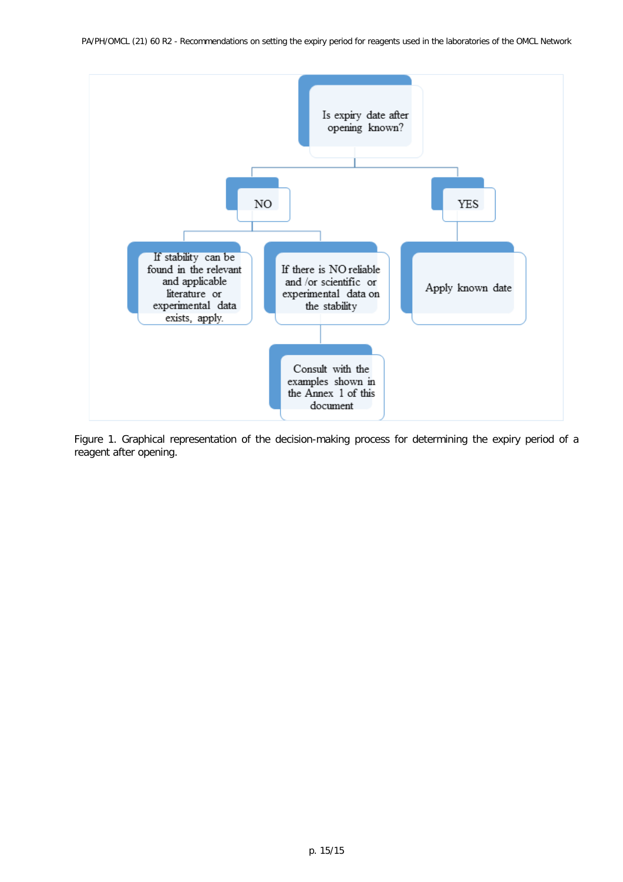Is expiry date after opening known?

NO

YES

If stability can be found in the relevant and applicable literature or experimental data exists, apply.

If there is NO reliable and /or scientific or experimental data on the stability

Apply known date

Consult with the examples shown in the Annex 1 of this document

Figure 1. Graphical representation of the decision-making process for determining the expiry period of a reagent after opening.